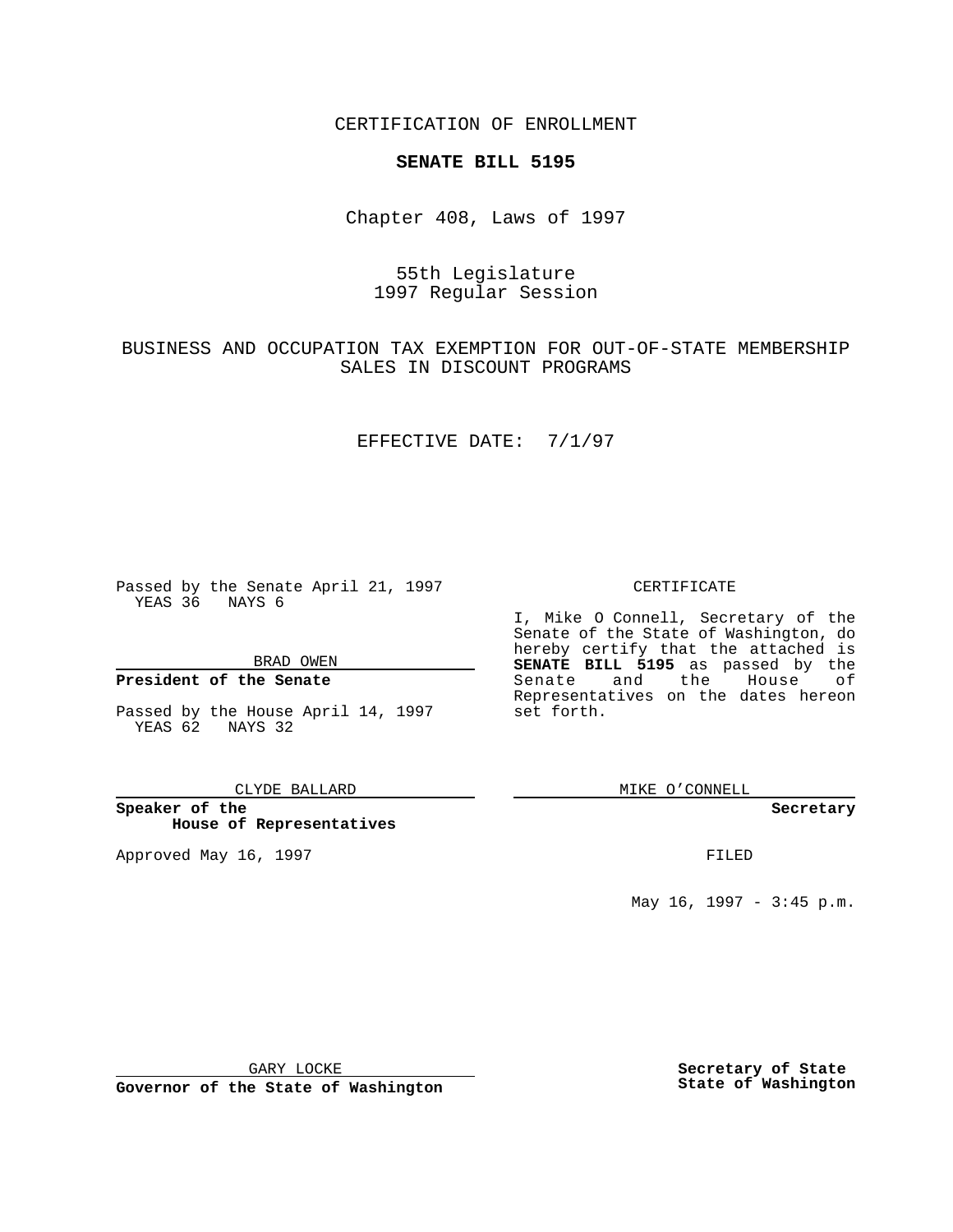CERTIFICATION OF ENROLLMENT

**SENATE BILL 5195**

Chapter 408, Laws of 1997

55th Legislature
1997 Regular Session

BUSINESS AND OCCUPATION TAX EXEMPTION FOR OUT-OF-STATE MEMBERSHIP SALES IN DISCOUNT PROGRAMS

EFFECTIVE DATE: 7/1/97

Passed by the Senate April 21, 1997
YEAS 36 NAYS 6

BRAD OWEN

**President of the Senate**

Passed by the House April 14, 1997
YEAS 62 NAYS 32

CLYDE BALLARD

**Speaker of the House of Representatives**

Approved May 16, 1997

GARY LOCKE

**Governor of the State of Washington**

CERTIFICATE

I, Mike O Connell, Secretary of the Senate of the State of Washington, do hereby certify that the attached is **SENATE BILL 5195** as passed by the Senate and the House of Representatives on the dates hereon set forth.

MIKE O'CONNELL

**Secretary**

FILED

May 16, 1997 - 3:45 p.m.

**Secretary of State**
**State of Washington**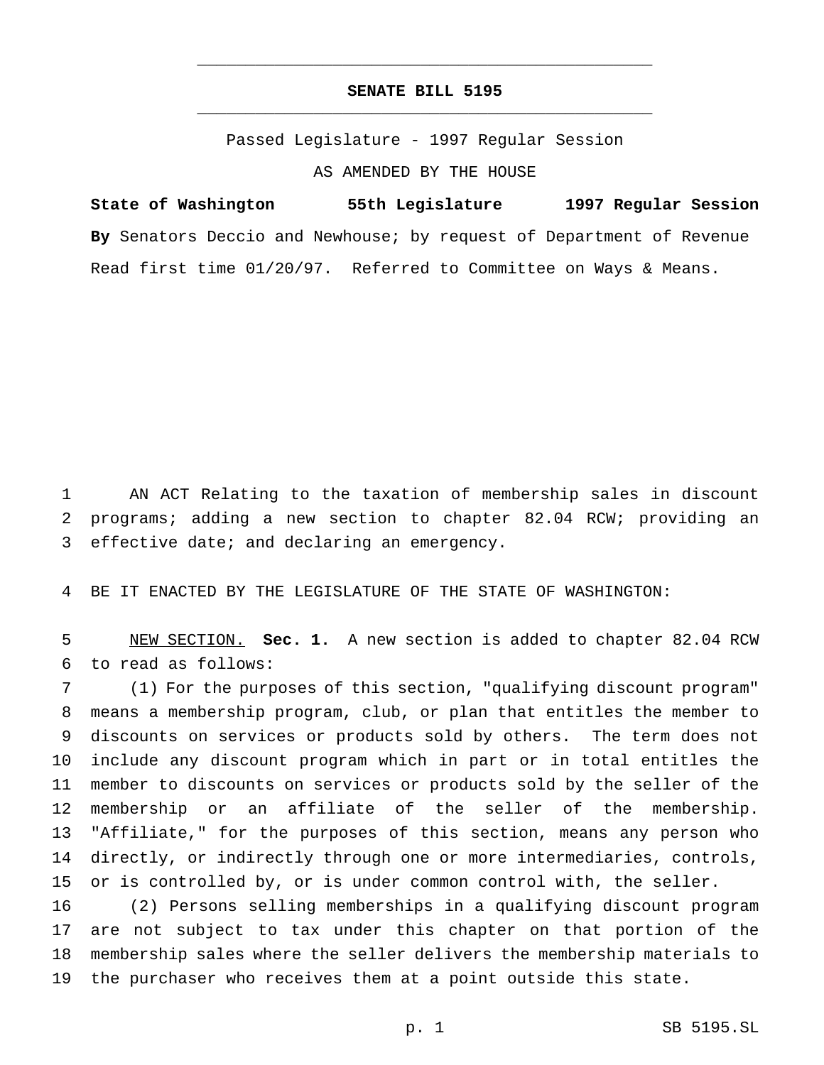# SENATE BILL 5195

Passed Legislature - 1997 Regular Session

AS AMENDED BY THE HOUSE

**State of Washington 55th Legislature 1997 Regular Session**

**By** Senators Deccio and Newhouse; by request of Department of Revenue

Read first time 01/20/97. Referred to Committee on Ways & Means.

AN ACT Relating to the taxation of membership sales in discount programs; adding a new section to chapter 82.04 RCW; providing an effective date; and declaring an emergency.

BE IT ENACTED BY THE LEGISLATURE OF THE STATE OF WASHINGTON:

NEW SECTION. **Sec. 1.** A new section is added to chapter 82.04 RCW to read as follows:

(1) For the purposes of this section, "qualifying discount program" means a membership program, club, or plan that entitles the member to discounts on services or products sold by others. The term does not include any discount program which in part or in total entitles the member to discounts on services or products sold by the seller of the membership or an affiliate of the seller of the membership. "Affiliate," for the purposes of this section, means any person who directly, or indirectly through one or more intermediaries, controls, or is controlled by, or is under common control with, the seller.

(2) Persons selling memberships in a qualifying discount program are not subject to tax under this chapter on that portion of the membership sales where the seller delivers the membership materials to the purchaser who receives them at a point outside this state.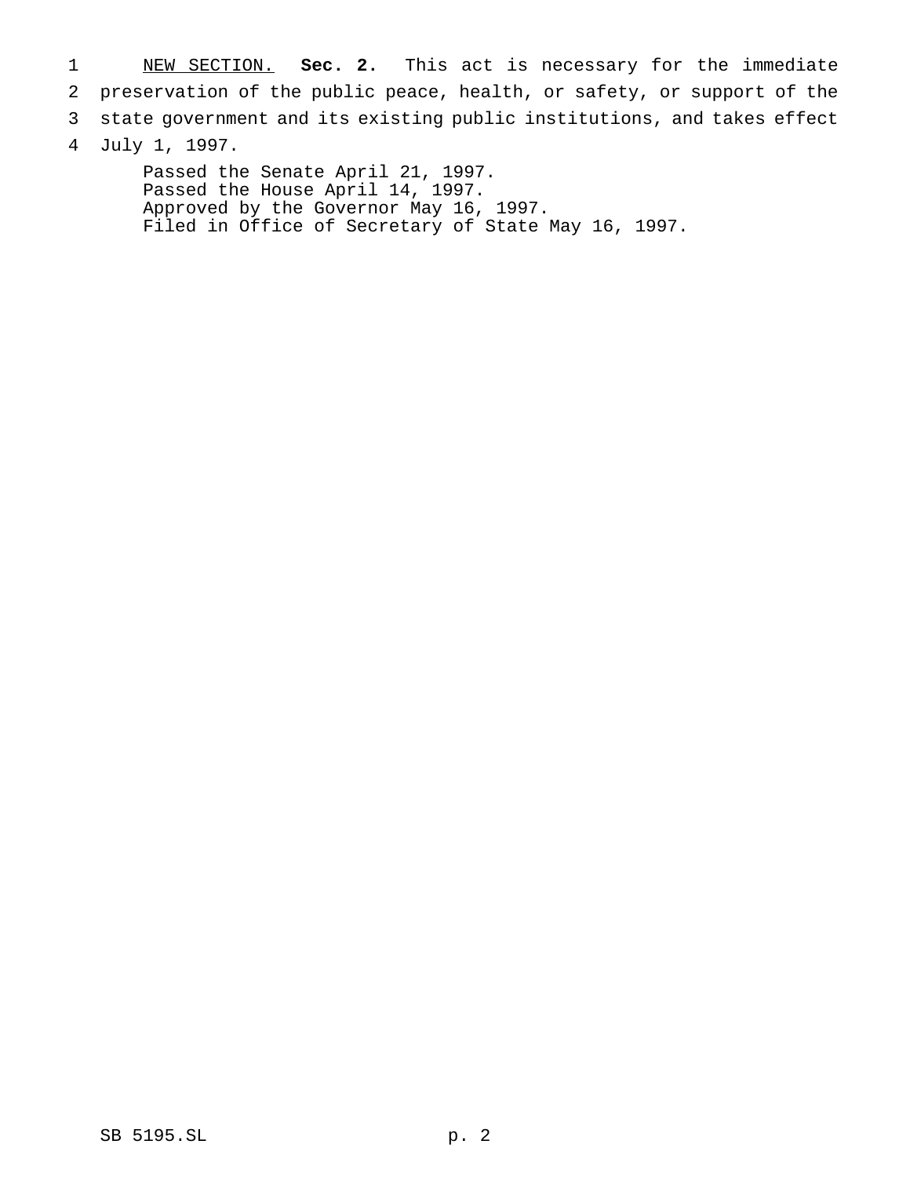<u>NEW SECTION.</u> **Sec. 2.** This act is necessary for the immediate preservation of the public peace, health, or safety, or support of the state government and its existing public institutions, and takes effect July 1, 1997.

Passed the Senate April 21, 1997.
Passed the House April 14, 1997.
Approved by the Governor May 16, 1997.
Filed in Office of Secretary of State May 16, 1997.